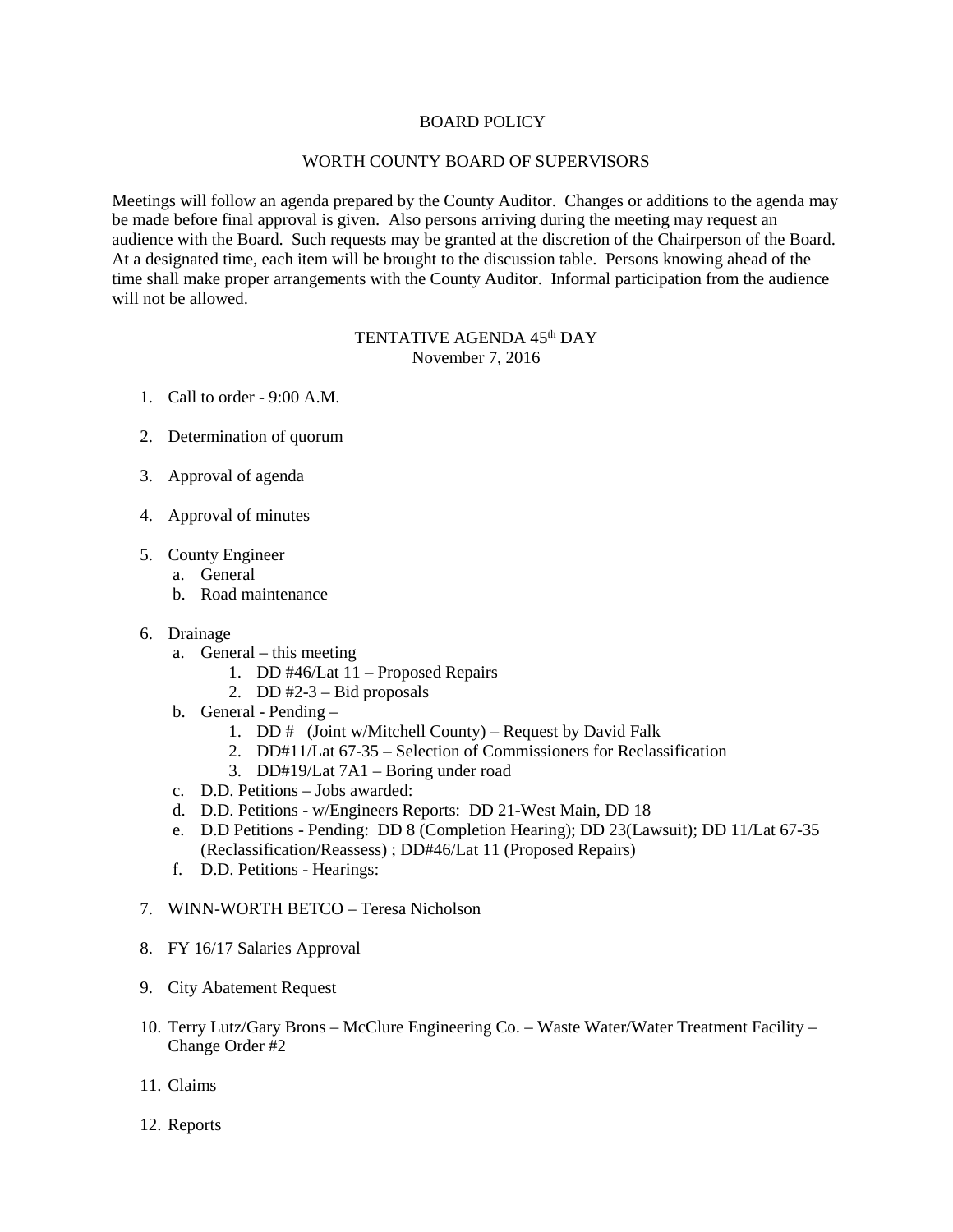# BOARD POLICY

## WORTH COUNTY BOARD OF SUPERVISORS

Meetings will follow an agenda prepared by the County Auditor. Changes or additions to the agenda may be made before final approval is given. Also persons arriving during the meeting may request an audience with the Board. Such requests may be granted at the discretion of the Chairperson of the Board. At a designated time, each item will be brought to the discussion table. Persons knowing ahead of the time shall make proper arrangements with the County Auditor. Informal participation from the audience will not be allowed.

### TENTATIVE AGENDA 45th DAY
November 7, 2016

1. Call to order - 9:00 A.M.

2. Determination of quorum

3. Approval of agenda

4. Approval of minutes

5. County Engineer
   a. General
   b. Road maintenance

6. Drainage
   a. General – this meeting
      1. DD #46/Lat 11 – Proposed Repairs
      2. DD #2-3 – Bid proposals
   b. General - Pending –
      1. DD # (Joint w/Mitchell County) – Request by David Falk
      2. DD#11/Lat 67-35 – Selection of Commissioners for Reclassification
      3. DD#19/Lat 7A1 – Boring under road
   c. D.D. Petitions – Jobs awarded:
   d. D.D. Petitions - w/Engineers Reports: DD 21-West Main, DD 18
   e. D.D Petitions - Pending: DD 8 (Completion Hearing); DD 23(Lawsuit); DD 11/Lat 67-35 (Reclassification/Reassess) ; DD#46/Lat 11 (Proposed Repairs)
   f. D.D. Petitions - Hearings:

7. WINN-WORTH BETCO – Teresa Nicholson

8. FY 16/17 Salaries Approval

9. City Abatement Request

10. Terry Lutz/Gary Brons – McClure Engineering Co. – Waste Water/Water Treatment Facility – Change Order #2

11. Claims

12. Reports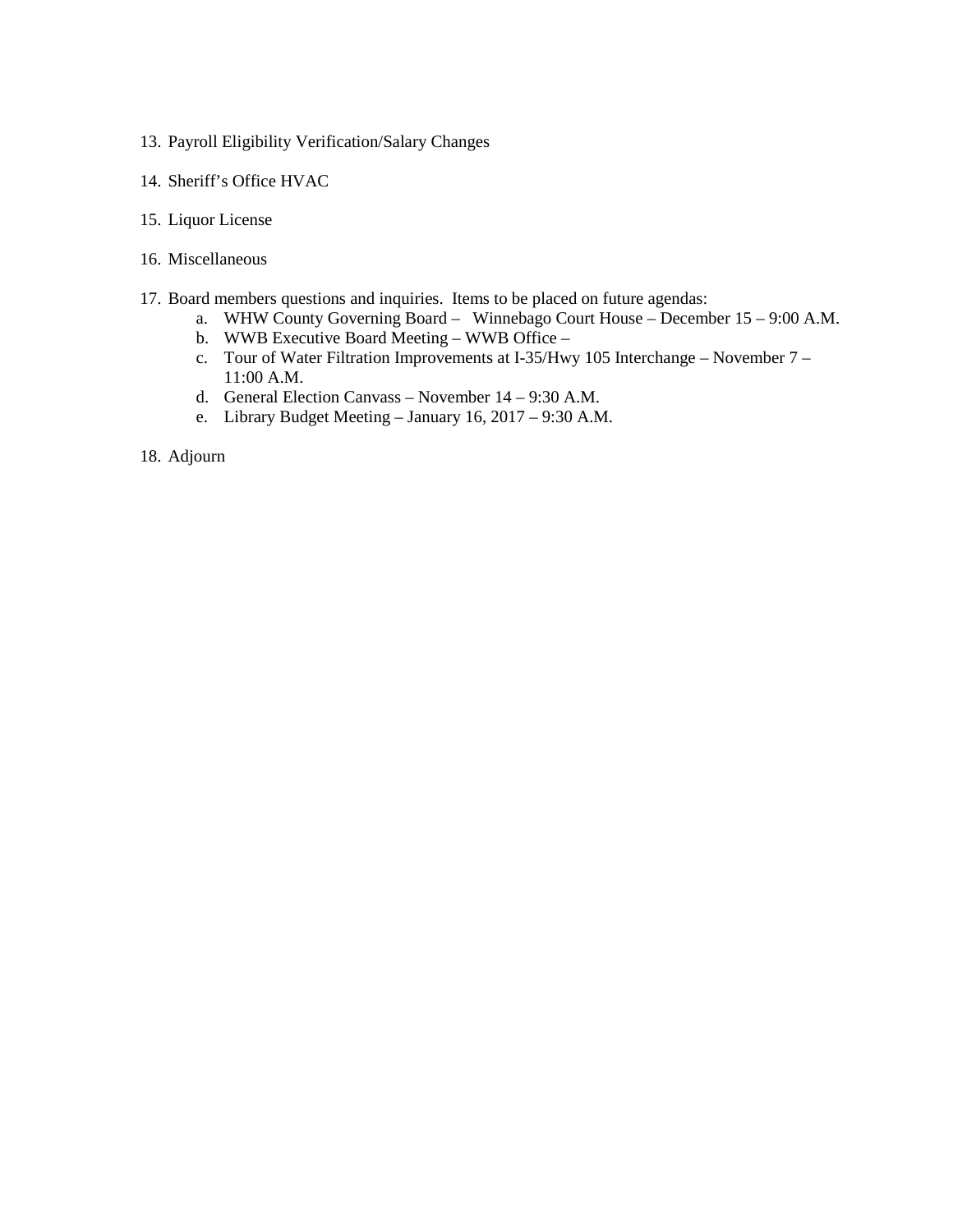13. Payroll Eligibility Verification/Salary Changes

14. Sheriff's Office HVAC

15. Liquor License

16. Miscellaneous

17. Board members questions and inquiries. Items to be placed on future agendas:
    a. WHW County Governing Board – Winnebago Court House – December 15 – 9:00 A.M.
    b. WWB Executive Board Meeting – WWB Office –
    c. Tour of Water Filtration Improvements at I-35/Hwy 105 Interchange – November 7 – 11:00 A.M.
    d. General Election Canvass – November 14 – 9:30 A.M.
    e. Library Budget Meeting – January 16, 2017 – 9:30 A.M.

18. Adjourn